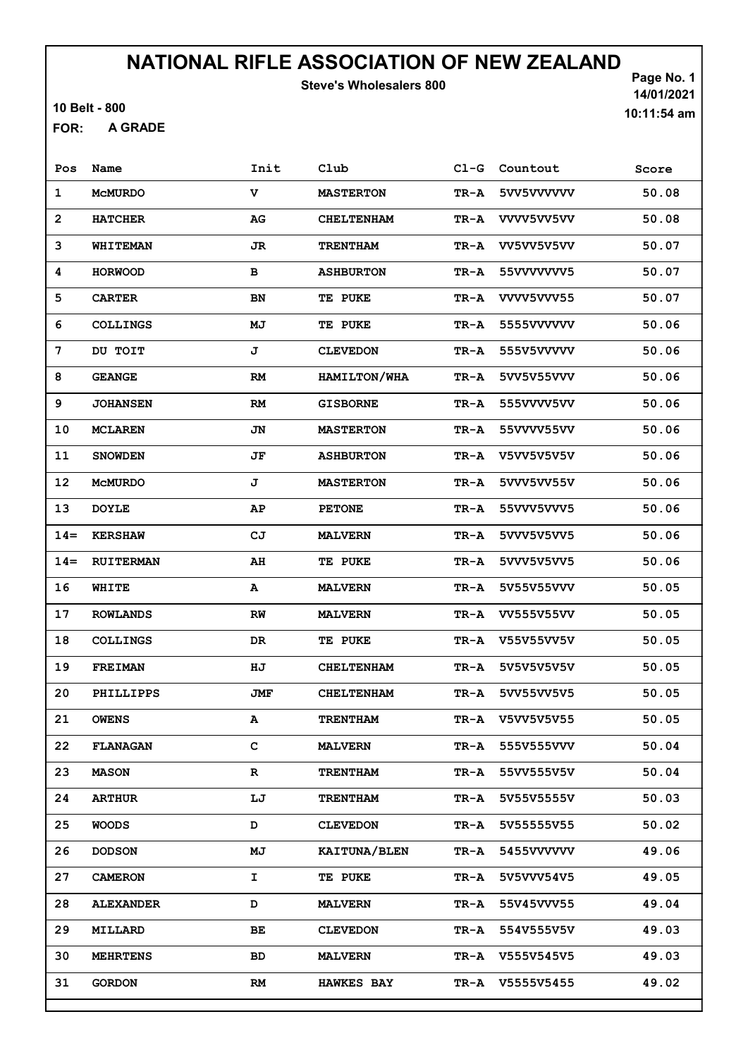# NATIONAL RIFLE ASSOCIATION OF NEW ZEALAND

**Steve's Wholesalers 800**

10 Belt - 800

FOR: **A GRADE**

Page No. 1
14/01/2021
10:11:54 am

| Pos | Name | Init | Club | Cl-G | Countout | Score |
|---|---|---|---|---|---|---|
| 1 | McMURDO | V | MASTERTON | TR-A | 5VV5VVVVVV | 50.08 |
| 2 | HATCHER | AG | CHELTENHAM | TR-A | VVVV5VV5VV | 50.08 |
| 3 | WHITEMAN | JR | TRENTHAM | TR-A | VV5VV5V5VV | 50.07 |
| 4 | HORWOOD | B | ASHBURTON | TR-A | 55VVVVVVV5 | 50.07 |
| 5 | CARTER | BN | TE PUKE | TR-A | VVVV5VVV55 | 50.07 |
| 6 | COLLINGS | MJ | TE PUKE | TR-A | 5555VVVVVV | 50.06 |
| 7 | DU TOIT | J | CLEVEDON | TR-A | 555V5VVVVV | 50.06 |
| 8 | GEANGE | RM | HAMILTON/WHA | TR-A | 5VV5V55VVV | 50.06 |
| 9 | JOHANSEN | RM | GISBORNE | TR-A | 555VVVV5VV | 50.06 |
| 10 | MCLAREN | JN | MASTERTON | TR-A | 55VVVV55VV | 50.06 |
| 11 | SNOWDEN | JF | ASHBURTON | TR-A | V5VV5V5V5V | 50.06 |
| 12 | McMURDO | J | MASTERTON | TR-A | 5VVV5VV55V | 50.06 |
| 13 | DOYLE | AP | PETONE | TR-A | 55VVV5VVV5 | 50.06 |
| 14= | KERSHAW | CJ | MALVERN | TR-A | 5VVV5V5VV5 | 50.06 |
| 14= | RUITERMAN | AH | TE PUKE | TR-A | 5VVV5V5VV5 | 50.06 |
| 16 | WHITE | A | MALVERN | TR-A | 5V55V55VVV | 50.05 |
| 17 | ROWLANDS | RW | MALVERN | TR-A | VV555V55VV | 50.05 |
| 18 | COLLINGS | DR | TE PUKE | TR-A | V55V55VV5V | 50.05 |
| 19 | FREIMAN | HJ | CHELTENHAM | TR-A | 5V5V5V5V5V | 50.05 |
| 20 | PHILLIPPS | JMF | CHELTENHAM | TR-A | 5VV55VV5V5 | 50.05 |
| 21 | OWENS | A | TRENTHAM | TR-A | V5VV5V5V55 | 50.05 |
| 22 | FLANAGAN | C | MALVERN | TR-A | 555V555VVV | 50.04 |
| 23 | MASON | R | TRENTHAM | TR-A | 55VV555V5V | 50.04 |
| 24 | ARTHUR | LJ | TRENTHAM | TR-A | 5V55V5555V | 50.03 |
| 25 | WOODS | D | CLEVEDON | TR-A | 5V55555V55 | 50.02 |
| 26 | DODSON | MJ | KAITUNA/BLEN | TR-A | 5455VVVVVV | 49.06 |
| 27 | CAMERON | I | TE PUKE | TR-A | 5V5VVV54V5 | 49.05 |
| 28 | ALEXANDER | D | MALVERN | TR-A | 55V45VVV55 | 49.04 |
| 29 | MILLARD | BE | CLEVEDON | TR-A | 554V555V5V | 49.03 |
| 30 | MEHRTENS | BD | MALVERN | TR-A | V555V545V5 | 49.03 |
| 31 | GORDON | RM | HAWKES BAY | TR-A | V5555V5455 | 49.02 |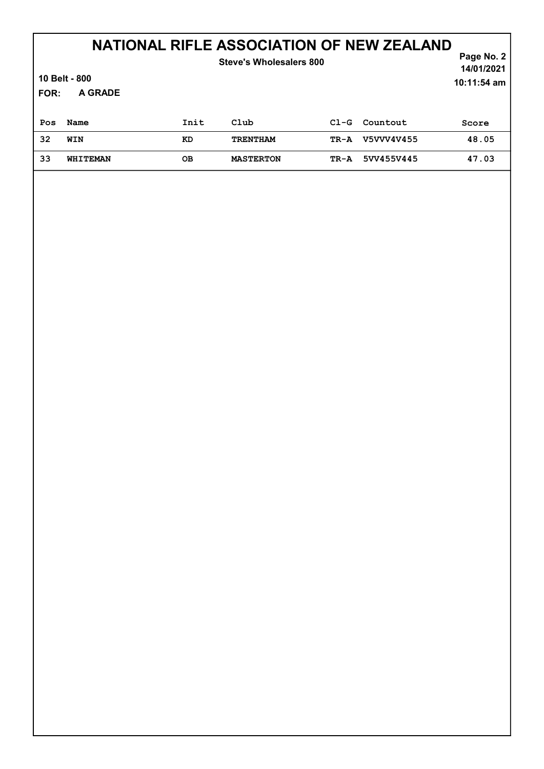# NATIONAL RIFLE ASSOCIATION OF NEW ZEALAND

**Steve's Wholesalers 800**

14/01/2021
10:11:54 am

**10 Belt - 800**

**FOR: A GRADE**

| Pos | Name | Init | Club | Cl-G | Countout | Score |
|---|---|---|---|---|---|---|
| 32 | WIN | KD | TRENTHAM | TR-A | V5VVV4V455 | 48.05 |
| 33 | WHITEMAN | OB | MASTERTON | TR-A | 5VV455V445 | 47.03 |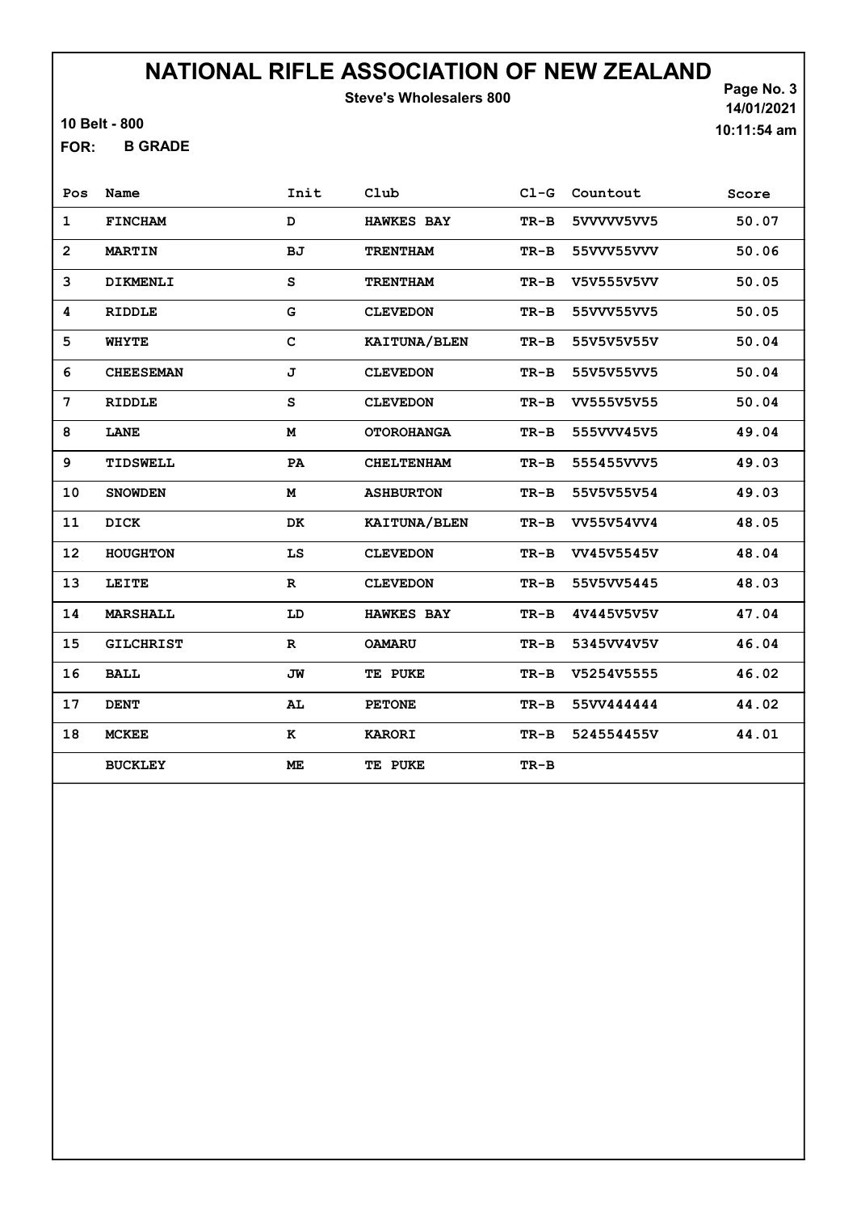# NATIONAL RIFLE ASSOCIATION OF NEW ZEALAND

**Steve's Wholesalers 800**

**10 Belt - 800**

**FOR: B GRADE**

14/01/2021
10:11:54 am

| Pos | Name | Init | Club | Cl-G | Countout | Score |
|---|---|---|---|---|---|---|
| 1 | FINCHAM | D | HAWKES BAY | TR-B | 5VVVVV5VV5 | 50.07 |
| 2 | MARTIN | BJ | TRENTHAM | TR-B | 55VVV55VVV | 50.06 |
| 3 | DIKMENLI | S | TRENTHAM | TR-B | V5V555V5VV | 50.05 |
| 4 | RIDDLE | G | CLEVEDON | TR-B | 55VVV55VV5 | 50.05 |
| 5 | WHYTE | C | KAITUNA/BLEN | TR-B | 55V5V5V55V | 50.04 |
| 6 | CHEESEMAN | J | CLEVEDON | TR-B | 55V5V55VV5 | 50.04 |
| 7 | RIDDLE | S | CLEVEDON | TR-B | VV555V5V55 | 50.04 |
| 8 | LANE | M | OTOROHANGA | TR-B | 555VVV45V5 | 49.04 |
| 9 | TIDSWELL | PA | CHELTENHAM | TR-B | 555455VVV5 | 49.03 |
| 10 | SNOWDEN | M | ASHBURTON | TR-B | 55V5V55V54 | 49.03 |
| 11 | DICK | DK | KAITUNA/BLEN | TR-B | VV55V54VV4 | 48.05 |
| 12 | HOUGHTON | LS | CLEVEDON | TR-B | VV45V5545V | 48.04 |
| 13 | LEITE | R | CLEVEDON | TR-B | 55V5VV5445 | 48.03 |
| 14 | MARSHALL | LD | HAWKES BAY | TR-B | 4V445V5V5V | 47.04 |
| 15 | GILCHRIST | R | OAMARU | TR-B | 5345VV4V5V | 46.04 |
| 16 | BALL | JW | TE PUKE | TR-B | V5254V5555 | 46.02 |
| 17 | DENT | AL | PETONE | TR-B | 55VV444444 | 44.02 |
| 18 | MCKEE | K | KARORI | TR-B | 524554455V | 44.01 |
| | BUCKLEY | ME | TE PUKE | TR-B | | |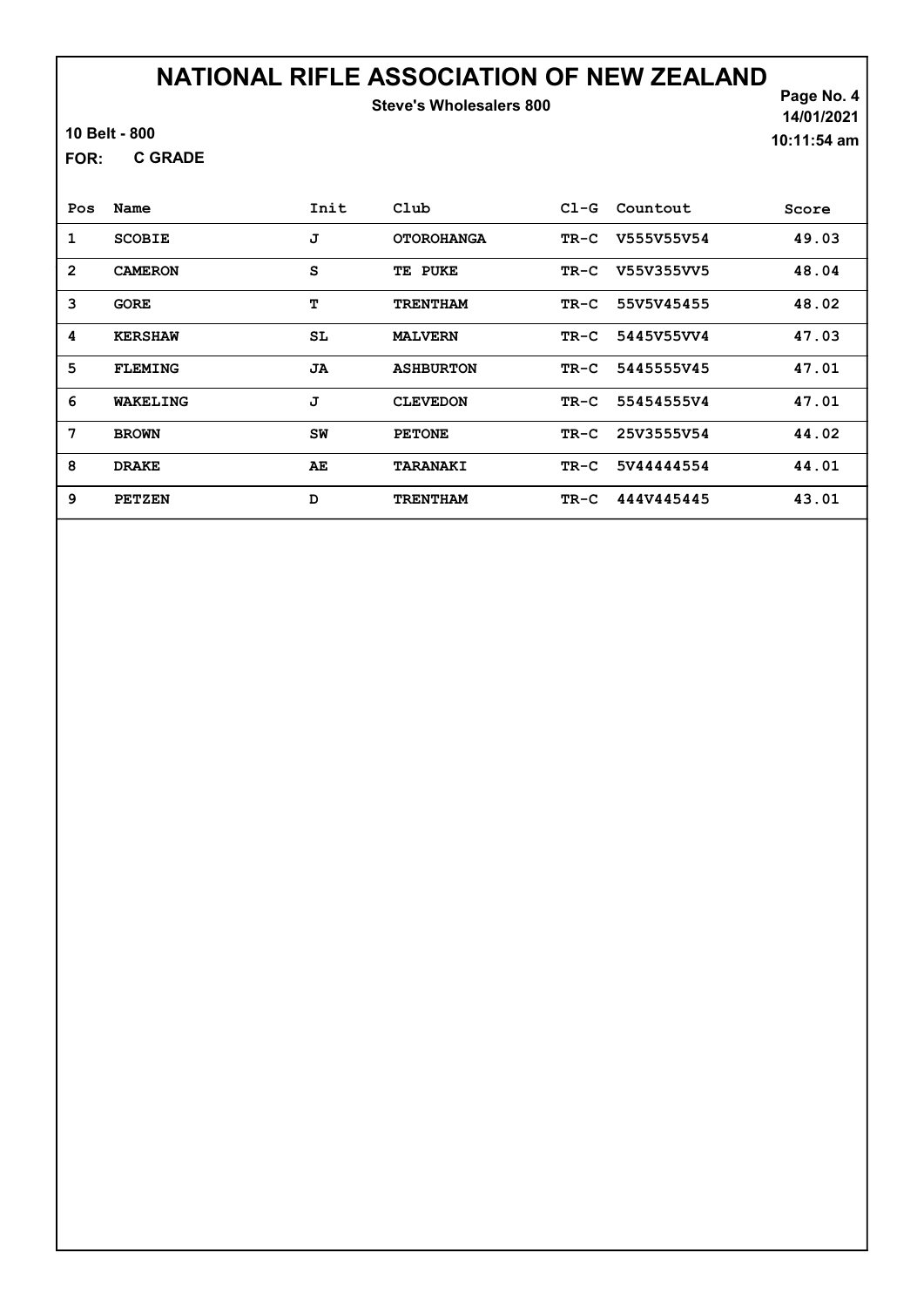# NATIONAL RIFLE ASSOCIATION OF NEW ZEALAND

**Steve's Wholesalers 800**

**10 Belt - 800**

**FOR: C GRADE**

**14/01/2021**
**10:11:54 am**

| Pos | Name | Init | Club | Cl-G | Countout | Score |
|---|---|---|---|---|---|---|
| 1 | SCOBIE | J | OTOROHANGA | TR-C | V555V55V54 | 49.03 |
| 2 | CAMERON | S | TE PUKE | TR-C | V55V355VV5 | 48.04 |
| 3 | GORE | T | TRENTHAM | TR-C | 55V5V45455 | 48.02 |
| 4 | KERSHAW | SL | MALVERN | TR-C | 5445V55VV4 | 47.03 |
| 5 | FLEMING | JA | ASHBURTON | TR-C | 5445555V45 | 47.01 |
| 6 | WAKELING | J | CLEVEDON | TR-C | 55454555V4 | 47.01 |
| 7 | BROWN | SW | PETONE | TR-C | 25V3555V54 | 44.02 |
| 8 | DRAKE | AE | TARANAKI | TR-C | 5V44444554 | 44.01 |
| 9 | PETZEN | D | TRENTHAM | TR-C | 444V445445 | 43.01 |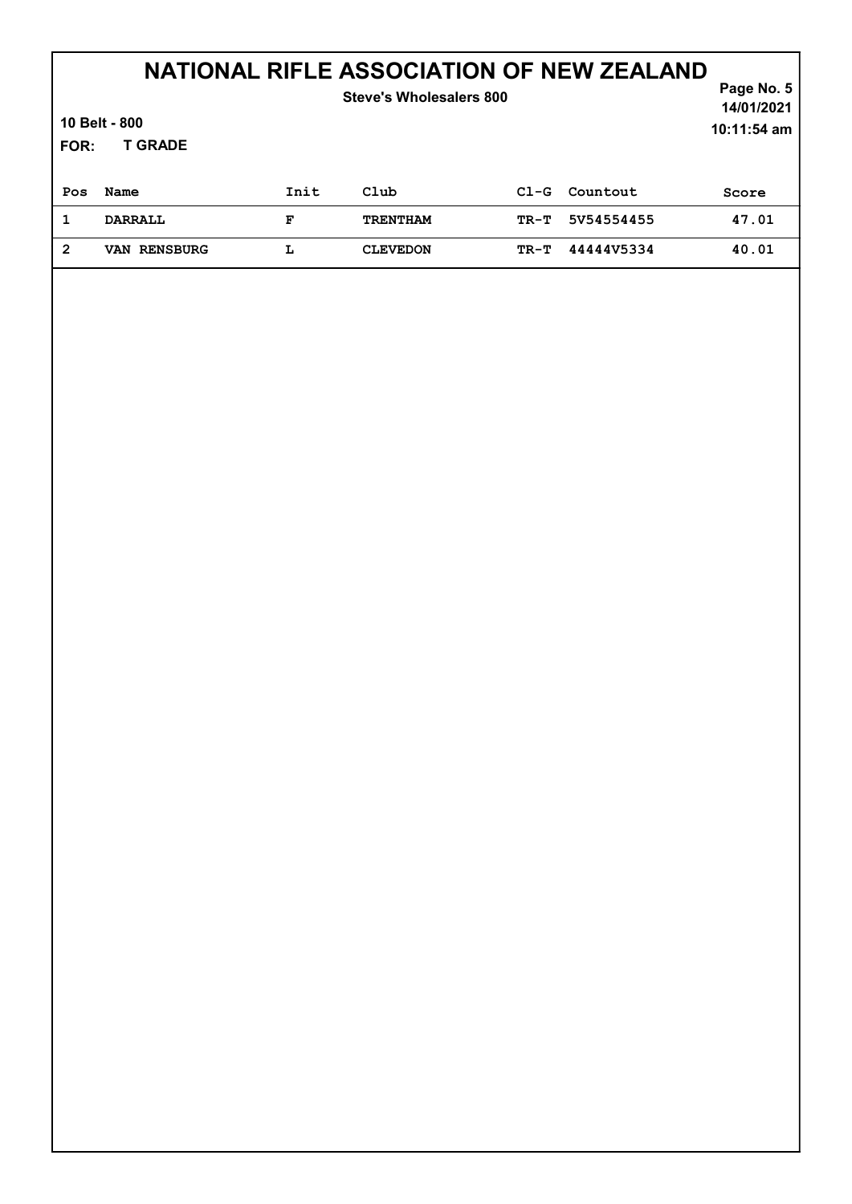# NATIONAL RIFLE ASSOCIATION OF NEW ZEALAND

**Steve's Wholesalers 800**

**10 Belt - 800**

**FOR: T GRADE**

Page No. 5
14/01/2021
10:11:54 am

| Pos | Name | Init | Club | Cl-G | Countout | Score |
|---|---|---|---|---|---|---|
| 1 | DARRALL | F | TRENTHAM | TR-T | 5V54554455 | 47.01 |
| 2 | VAN RENSBURG | L | CLEVEDON | TR-T | 44444V5334 | 40.01 |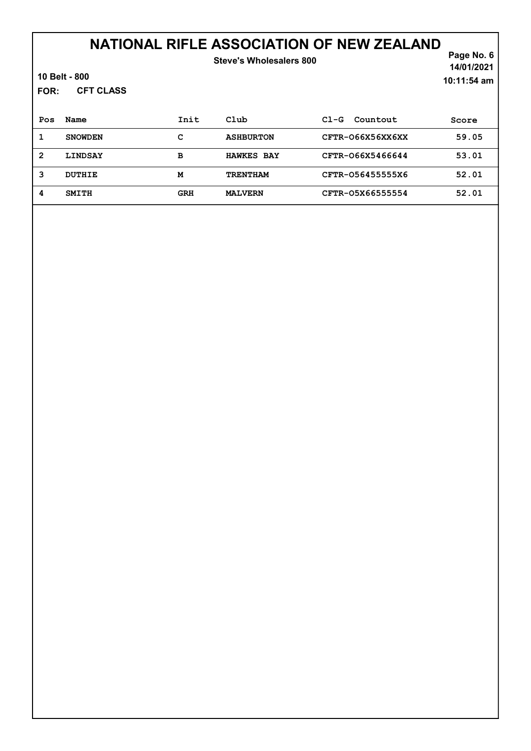# NATIONAL RIFLE ASSOCIATION OF NEW ZEALAND

**Steve's Wholesalers 800**

**10 Belt - 800**

**FOR: CFT CLASS**

14/01/2021
10:11:54 am

| Pos | Name | Init | Club | Cl-G Countout | Score |
|---|---|---|---|---|---|
| 1 | SNOWDEN | C | ASHBURTON | CFTR-O66X56XX6XX | 59.05 |
| 2 | LINDSAY | B | HAWKES BAY | CFTR-O66X5466644 | 53.01 |
| 3 | DUTHIE | M | TRENTHAM | CFTR-O56455555X6 | 52.01 |
| 4 | SMITH | GRH | MALVERN | CFTR-O5X66555554 | 52.01 |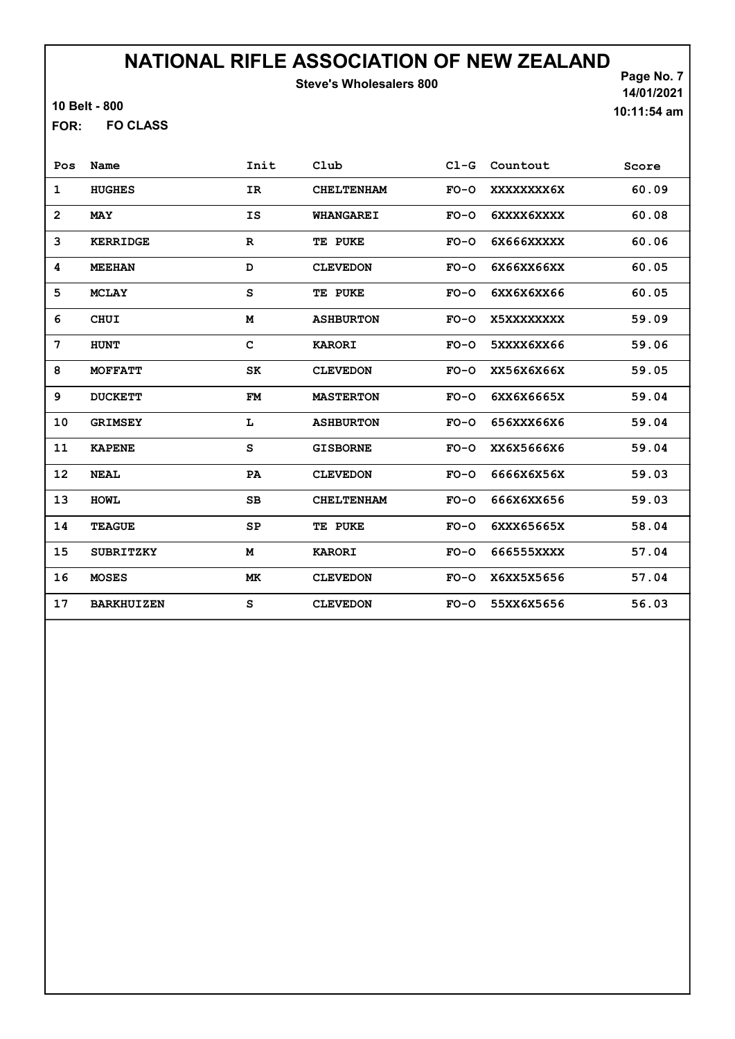# NATIONAL RIFLE ASSOCIATION OF NEW ZEALAND

**Steve's Wholesalers 800**

**10 Belt - 800**

**FOR: FO CLASS**

14/01/2021
10:11:54 am

| Pos | Name | Init | Club | Cl-G | Countout | Score |
|---|---|---|---|---|---|---|
| 1 | HUGHES | IR | CHELTENHAM | FO-O | XXXXXXXX6X | 60.09 |
| 2 | MAY | IS | WHANGAREI | FO-O | 6XXXX6XXXX | 60.08 |
| 3 | KERRIDGE | R | TE PUKE | FO-O | 6X666XXXXX | 60.06 |
| 4 | MEEHAN | D | CLEVEDON | FO-O | 6X66XX66XX | 60.05 |
| 5 | MCLAY | S | TE PUKE | FO-O | 6XX6X6XX66 | 60.05 |
| 6 | CHUI | M | ASHBURTON | FO-O | X5XXXXXXXX | 59.09 |
| 7 | HUNT | C | KARORI | FO-O | 5XXXX6XX66 | 59.06 |
| 8 | MOFFATT | SK | CLEVEDON | FO-O | XX56X6X66X | 59.05 |
| 9 | DUCKETT | FM | MASTERTON | FO-O | 6XX6X6665X | 59.04 |
| 10 | GRIMSEY | L | ASHBURTON | FO-O | 656XXX66X6 | 59.04 |
| 11 | KAPENE | S | GISBORNE | FO-O | XX6X5666X6 | 59.04 |
| 12 | NEAL | PA | CLEVEDON | FO-O | 6666X6X56X | 59.03 |
| 13 | HOWL | SB | CHELTENHAM | FO-O | 666X6XX656 | 59.03 |
| 14 | TEAGUE | SP | TE PUKE | FO-O | 6XXX65665X | 58.04 |
| 15 | SUBRITZKY | M | KARORI | FO-O | 666555XXXX | 57.04 |
| 16 | MOSES | MK | CLEVEDON | FO-O | X6XX5X5656 | 57.04 |
| 17 | BARKHUIZEN | S | CLEVEDON | FO-O | 55XX6X5656 | 56.03 |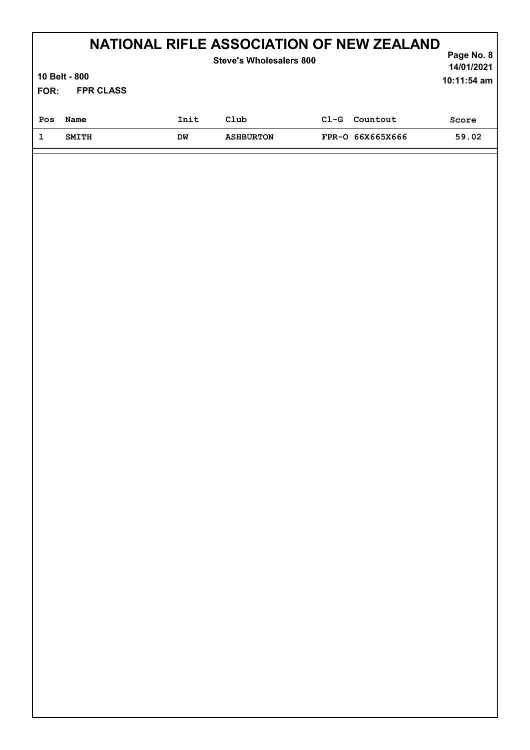# NATIONAL RIFLE ASSOCIATION OF NEW ZEALAND

**Steve's Wholesalers 800**

**10 Belt - 800**

**FOR: FPR CLASS**

**14/01/2021**
**10:11:54 am**

| Pos | Name | Init | Club | Cl-G | Countout | Score |
|---|---|---|---|---|---|---|
| 1 | SMITH | DW | ASHBURTON | FPR-O | 66X665X666 | 59.02 |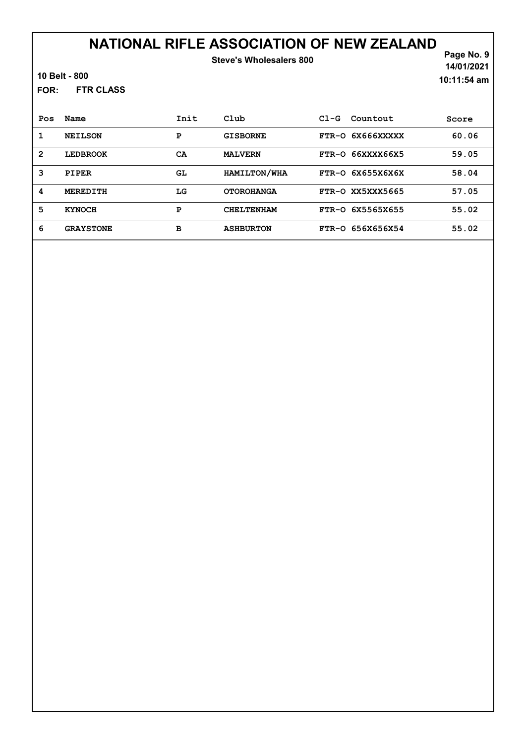# NATIONAL RIFLE ASSOCIATION OF NEW ZEALAND

**Steve's Wholesalers 800**

**10 Belt - 800**

**FOR: FTR CLASS**

**14/01/2021**
**10:11:54 am**

| Pos | Name | Init | Club | Cl-G | Countout | Score |
|---|---|---|---|---|---|---|
| 1 | NEILSON | P | GISBORNE | FTR-O | 6X666XXXXX | 60.06 |
| 2 | LEDBROOK | CA | MALVERN | FTR-O | 66XXXX66X5 | 59.05 |
| 3 | PIPER | GL | HAMILTON/WHA | FTR-O | 6X655X6X6X | 58.04 |
| 4 | MEREDITH | LG | OTOROHANGA | FTR-O | XX5XXX5665 | 57.05 |
| 5 | KYNOCH | P | CHELTENHAM | FTR-O | 6X5565X655 | 55.02 |
| 6 | GRAYSTONE | B | ASHBURTON | FTR-O | 656X656X54 | 55.02 |